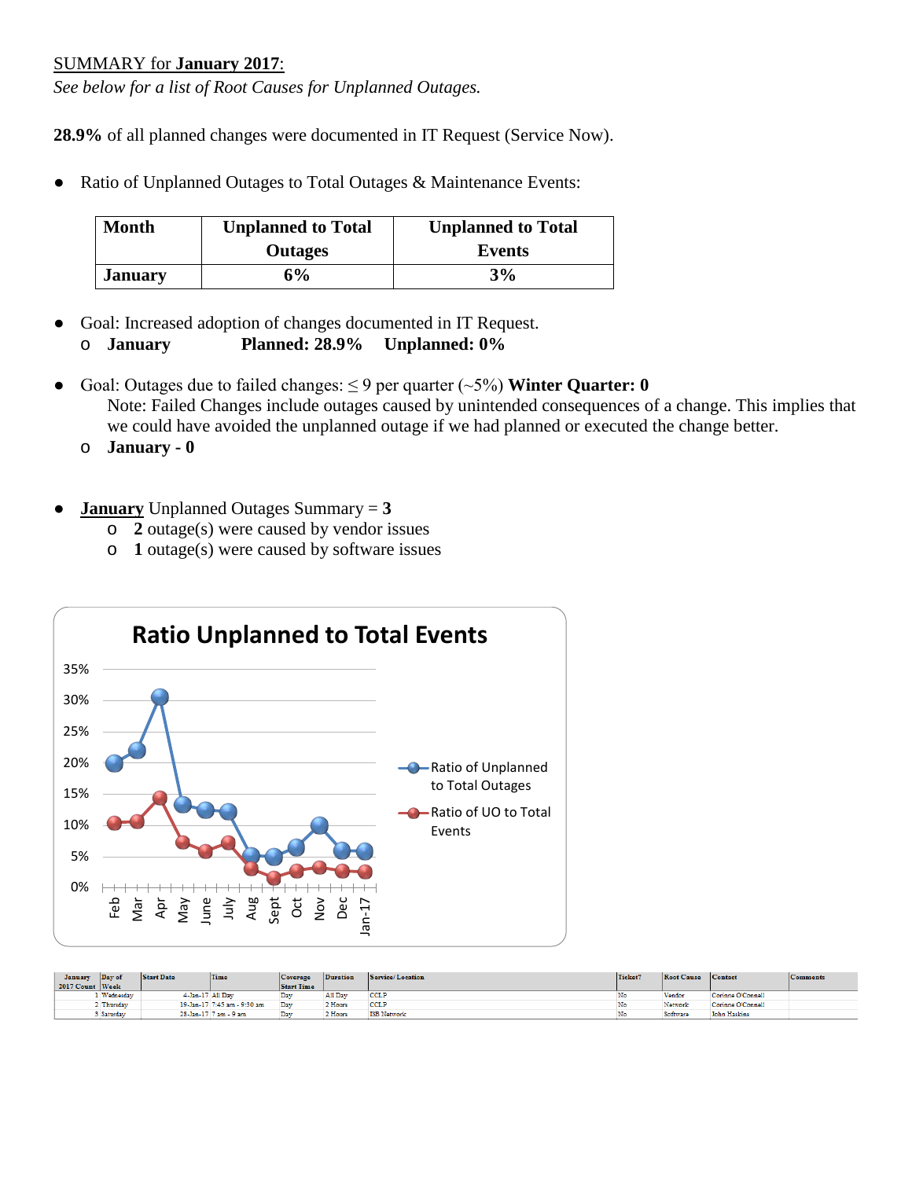SUMMARY for **January 2017**:

*See below for a list of Root Causes for Unplanned Outages.*

**28.9%** of all planned changes were documented in IT Request (Service Now).

- Ratio of Unplanned Outages to Total Outages & Maintenance Events:

| Month | Unplanned to Total Outages | Unplanned to Total Events |
|---|---|---|
| **January** | **6%** | **3%** |

- Goal: Increased adoption of changes documented in IT Request.
  - **January** **Planned: 28.9%** **Unplanned: 0%**

- Goal: Outages due to failed changes: ≤ 9 per quarter (~5%) **Winter Quarter: 0**

  Note: Failed Changes include outages caused by unintended consequences of a change. This implies that we could have avoided the unplanned outage if we had planned or executed the change better.
  - **January - 0**

- **January** Unplanned Outages Summary = **3**
  - **2** outage(s) were caused by vendor issues
  - **1** outage(s) were caused by software issues

**Ratio Unplanned to Total Events**

| Month | Ratio of Unplanned to Total Outages | Ratio of UO to Total Events |
|---|---|---|
| Feb | ~20% | ~10% |
| Mar | ~22% | ~11% |
| Apr | ~31% | ~14% |
| May | ~13% | ~7% |
| June | ~12% | ~6% |
| July | ~12% | ~7% |
| Aug | ~5% | ~3% |
| Sept | ~5% | ~2% |
| Oct | ~6% | ~3% |
| Nov | ~10% | ~3% |
| Dec | ~6% | ~3% |
| Jan-17 | ~6% | ~3% |

| January 2017 Count | Day of Week | Start Date | Time | Coverage Start Time | Duration | Service/ Location | Ticket? | Root Cause | Contact | Comments |
|---|---|---|---|---|---|---|---|---|---|---|
| 1 | Wednesday | 4-Jan-17 | All Day | Day | All Day | CCLP | No | Vendor | Corinne O'Connell | |
| 2 | Thursday | 19-Jan-17 | 7:45 am - 9:30 am | Day | 2 Hours | CCLP | No | Network | Corinne O'Connell | |
| 3 | Saturday | 28-Jan-17 | 7 am - 9 am | Day | 2 Hours | ISB Network | No | Software | John Haskins | |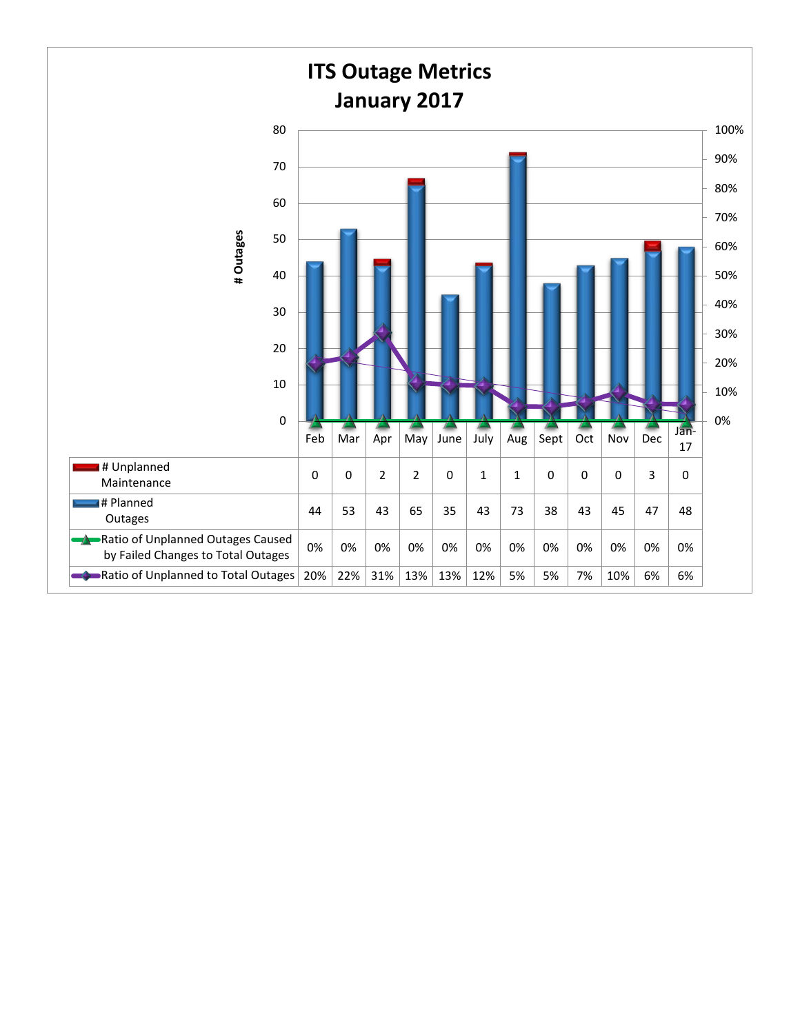# ITS Outage Metrics
## January 2017

| | Feb | Mar | Apr | May | June | July | Aug | Sept | Oct | Nov | Dec | Jan-17 |
|---|---|---|---|---|---|---|---|---|---|---|---|---|
| # Unplanned Maintenance | 0 | 0 | 2 | 2 | 0 | 1 | 1 | 0 | 0 | 0 | 3 | 0 |
| # Planned Outages | 44 | 53 | 43 | 65 | 35 | 43 | 73 | 38 | 43 | 45 | 47 | 48 |
| Ratio of Unplanned Outages Caused by Failed Changes to Total Outages | 0% | 0% | 0% | 0% | 0% | 0% | 0% | 0% | 0% | 0% | 0% | 0% |
| Ratio of Unplanned to Total Outages | 20% | 22% | 31% | 13% | 13% | 12% | 5% | 5% | 7% | 10% | 6% | 6% |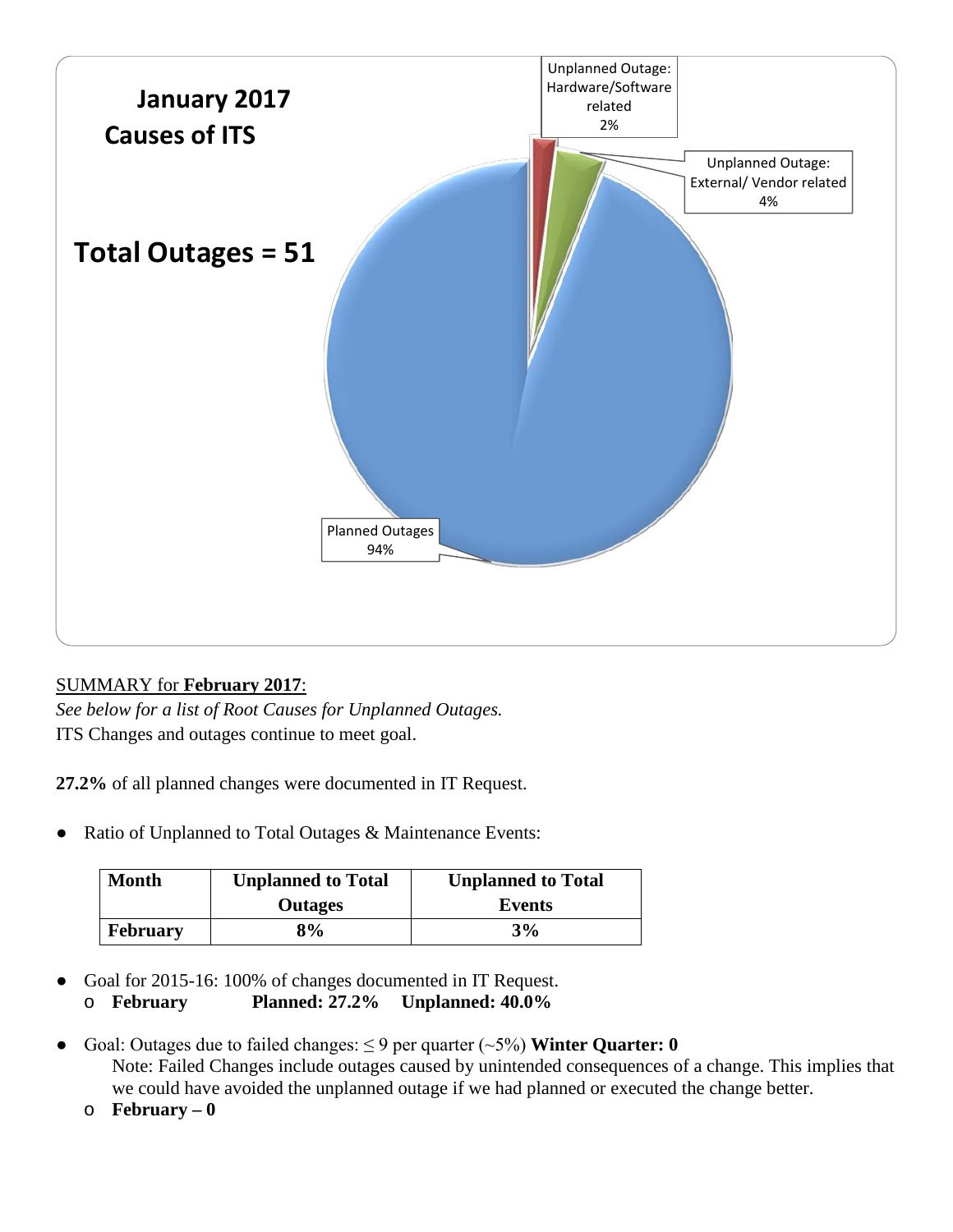**January 2017**
**Causes of ITS**

**Total Outages = 51**

Unplanned Outage: Hardware/Software related 2%

Unplanned Outage: External/ Vendor related 4%

Planned Outages 94%

SUMMARY for **February 2017**:

*See below for a list of Root Causes for Unplanned Outages.*

ITS Changes and outages continue to meet goal.

**27.2%** of all planned changes were documented in IT Request.

- Ratio of Unplanned to Total Outages & Maintenance Events:

| Month | Unplanned to Total Outages | Unplanned to Total Events |
|---|---|---|
| **February** | **8%** | **3%** |

- Goal for 2015-16: 100% of changes documented in IT Request.
  - **February Planned: 27.2% Unplanned: 40.0%**

- Goal: Outages due to failed changes: ≤ 9 per quarter (~5%) **Winter Quarter: 0**

  Note: Failed Changes include outages caused by unintended consequences of a change. This implies that we could have avoided the unplanned outage if we had planned or executed the change better.
  - **February – 0**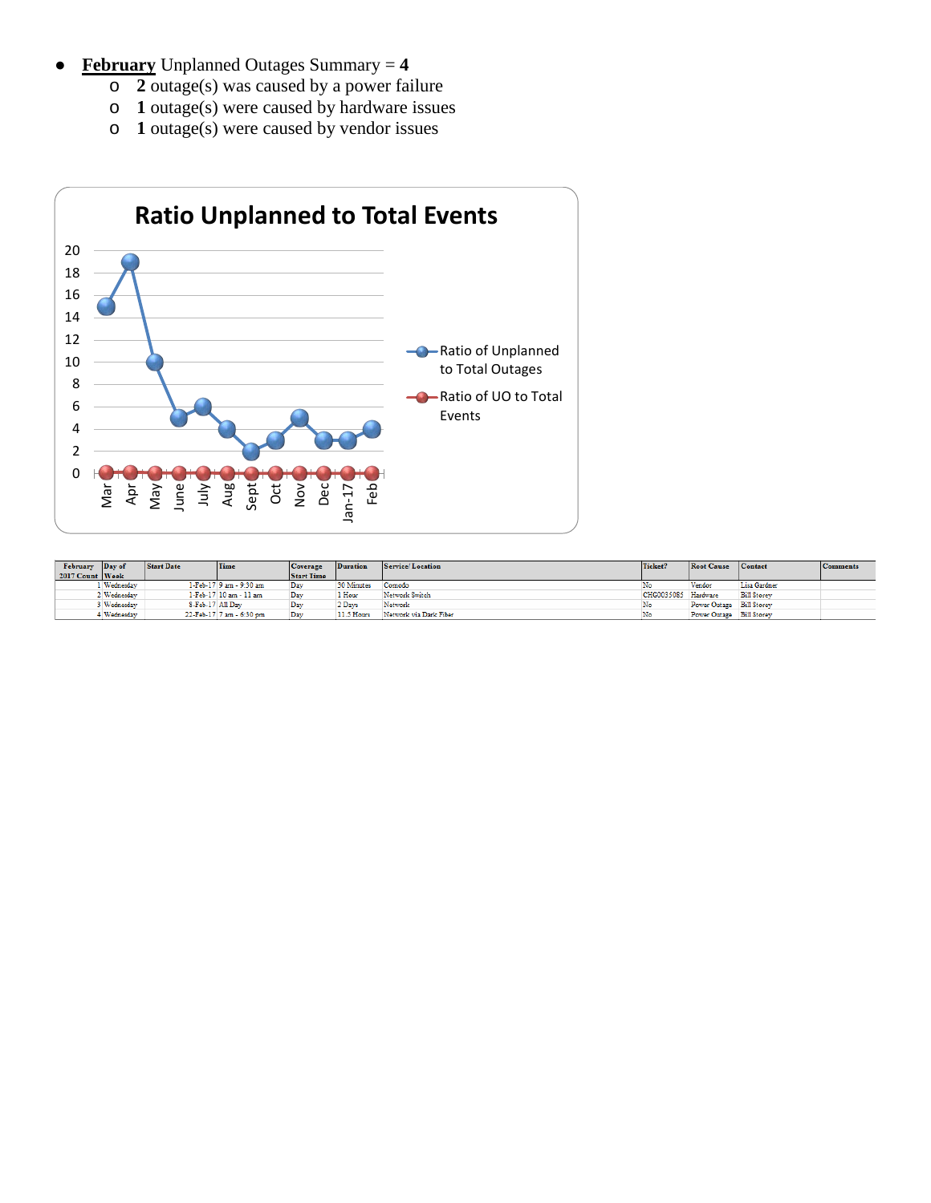- **February** Unplanned Outages Summary = **4**
  - **2** outage(s) was caused by a power failure
  - **1** outage(s) were caused by hardware issues
  - **1** outage(s) were caused by vendor issues

**Ratio Unplanned to Total Events**

| Month | Ratio of Unplanned to Total Outages | Ratio of UO to Total Events |
|---|---|---|
| Mar | 15 | 0 |
| Apr | 19 | 0 |
| May | 10 | 0 |
| June | 5 | 0 |
| July | 6 | 0 |
| Aug | 4 | 0 |
| Sept | 2 | 0 |
| Oct | 3 | 0 |
| Nov | 5 | 0 |
| Dec | 3 | 0 |
| Jan-17 | 3 | 0 |
| Feb | 4 | 0 |

| February 2017 Count | Day of Week | Start Date | Time | Coverage Start Time | Duration | Service/ Location | Ticket? | Root Cause | Contact | Comments |
|---|---|---|---|---|---|---|---|---|---|---|
| 1 | Wednesday | 1-Feb-17 | 9 am - 9:30 am | Day | 30 Minutes | Comodo | No | Vendor | Lisa Gardner | |
| 2 | Wednesday | 1-Feb-17 | 10 am - 11 am | Day | 1 Hour | Network Switch | CHG0035085 | Hardware | Bill Storey | |
| 3 | Wednesday | 8-Feb-17 | All Day | Day | 2 Days | Network | No | Power Outage | Bill Storey | |
| 4 | Wednesday | 22-Feb-17 | 7 am - 6:30 pm | Day | 11.5 Hours | Network via Dark Fiber | No | Power Outage | Bill Storey | |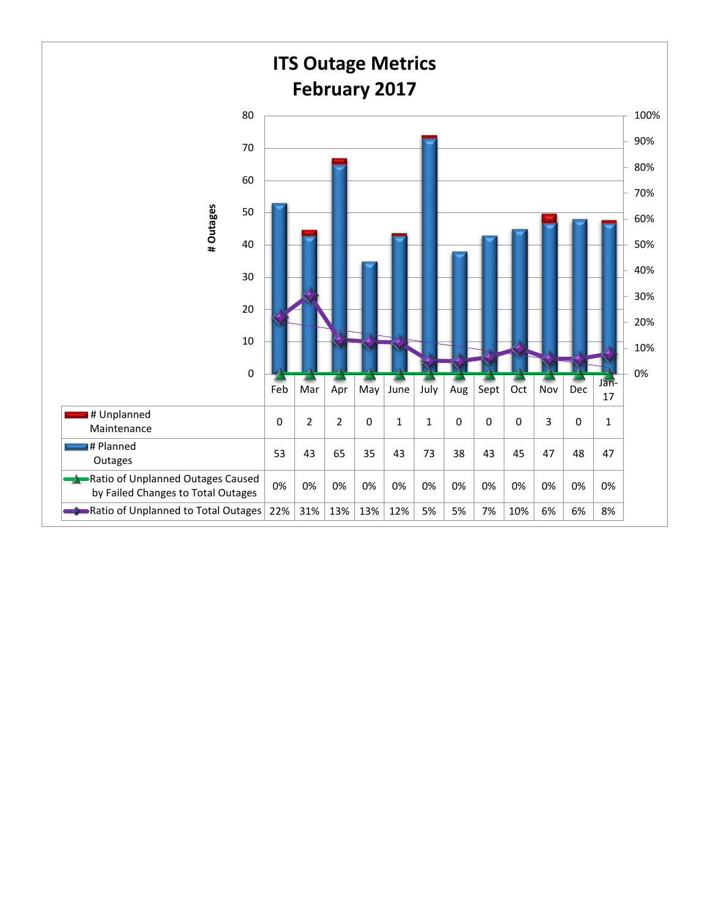# ITS Outage Metrics
# February 2017

| | Feb | Mar | Apr | May | June | July | Aug | Sept | Oct | Nov | Dec | Jan-17 |
|---|---|---|---|---|---|---|---|---|---|---|---|---|
| # Unplanned Maintenance | 0 | 2 | 2 | 0 | 1 | 1 | 0 | 0 | 0 | 3 | 0 | 1 |
| # Planned Outages | 53 | 43 | 65 | 35 | 43 | 73 | 38 | 43 | 45 | 47 | 48 | 47 |
| Ratio of Unplanned Outages Caused by Failed Changes to Total Outages | 0% | 0% | 0% | 0% | 0% | 0% | 0% | 0% | 0% | 0% | 0% | 0% |
| Ratio of Unplanned to Total Outages | 22% | 31% | 13% | 13% | 12% | 5% | 5% | 7% | 10% | 6% | 6% | 8% |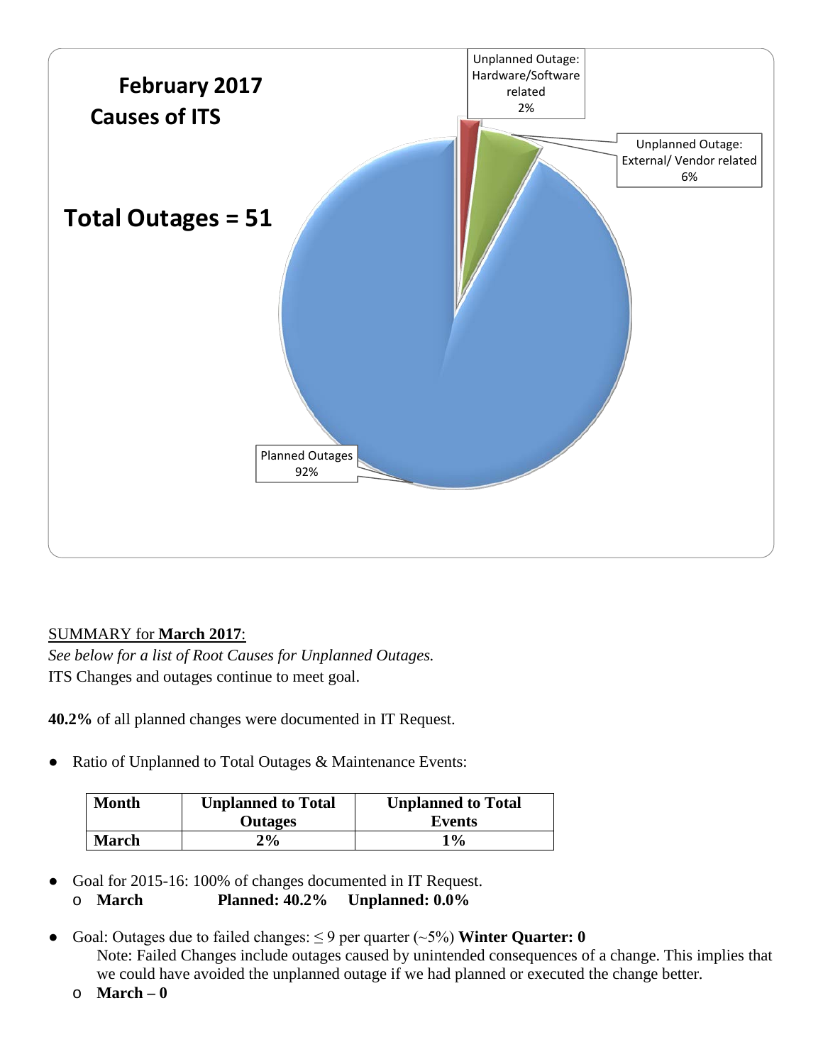**February 2017**
**Causes of ITS**

**Total Outages = 51**

Unplanned Outage: Hardware/Software related 2%

Unplanned Outage: External/ Vendor related 6%

Planned Outages 92%

SUMMARY for **March 2017**:

*See below for a list of Root Causes for Unplanned Outages.*

ITS Changes and outages continue to meet goal.

**40.2%** of all planned changes were documented in IT Request.

- Ratio of Unplanned to Total Outages & Maintenance Events:

| Month | Unplanned to Total Outages | Unplanned to Total Events |
|---|---|---|
| **March** | **2%** | **1%** |

- Goal for 2015-16: 100% of changes documented in IT Request.
  - **March Planned: 40.2% Unplanned: 0.0%**
- Goal: Outages due to failed changes: ≤ 9 per quarter (~5%) **Winter Quarter: 0**

  Note: Failed Changes include outages caused by unintended consequences of a change. This implies that we could have avoided the unplanned outage if we had planned or executed the change better.
  - **March – 0**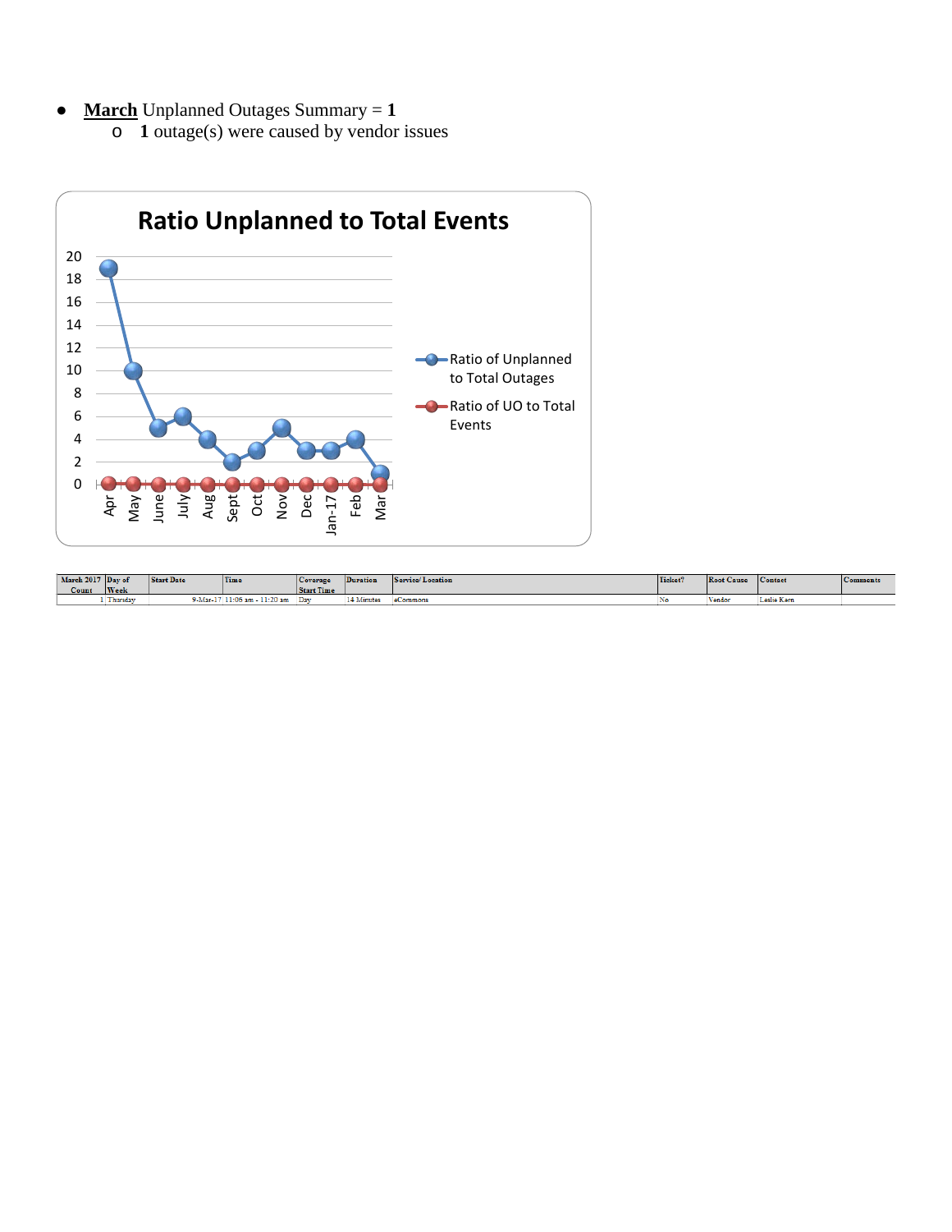- **March** Unplanned Outages Summary = **1**
  - **1** outage(s) were caused by vendor issues

**Ratio Unplanned to Total Events**

| Month | Ratio of Unplanned to Total Outages | Ratio of UO to Total Events |
|---|---|---|
| Apr | 19 | 0 |
| May | 10 | 0 |
| June | 5 | 0 |
| July | 6 | 0 |
| Aug | 4 | 0 |
| Sept | 2 | 0 |
| Oct | 3 | 0 |
| Nov | 5 | 0 |
| Dec | 3 | 0 |
| Jan-17 | 3 | 0 |
| Feb | 4 | 0 |
| Mar | 1 | 0 |

| March 2017 Count | Day of Week | Start Date | Time | Coverage Start Time | Duration | Service/ Location | Ticket? | Root Cause | Contact | Comments |
|---|---|---|---|---|---|---|---|---|---|---|
| 1 | Thursday | 9-Mar-17 | 11:06 am - 11:20 am | Day | 14 Minutes | eCommons | No | Vendor | Leslie Kern | |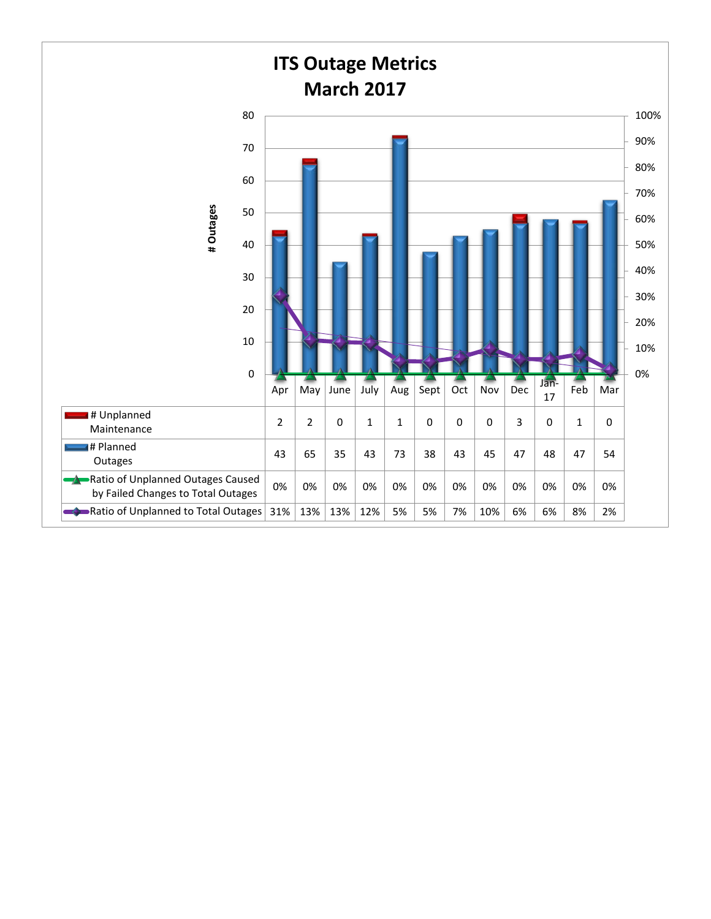# ITS Outage Metrics
## March 2017

| | Apr | May | June | July | Aug | Sept | Oct | Nov | Dec | Jan-17 | Feb | Mar |
|---|---|---|---|---|---|---|---|---|---|---|---|---|
| # Unplanned Maintenance | 2 | 2 | 0 | 1 | 1 | 0 | 0 | 0 | 3 | 0 | 1 | 0 |
| # Planned Outages | 43 | 65 | 35 | 43 | 73 | 38 | 43 | 45 | 47 | 48 | 47 | 54 |
| Ratio of Unplanned Outages Caused by Failed Changes to Total Outages | 0% | 0% | 0% | 0% | 0% | 0% | 0% | 0% | 0% | 0% | 0% | 0% |
| Ratio of Unplanned to Total Outages | 31% | 13% | 13% | 12% | 5% | 5% | 7% | 10% | 6% | 6% | 8% | 2% |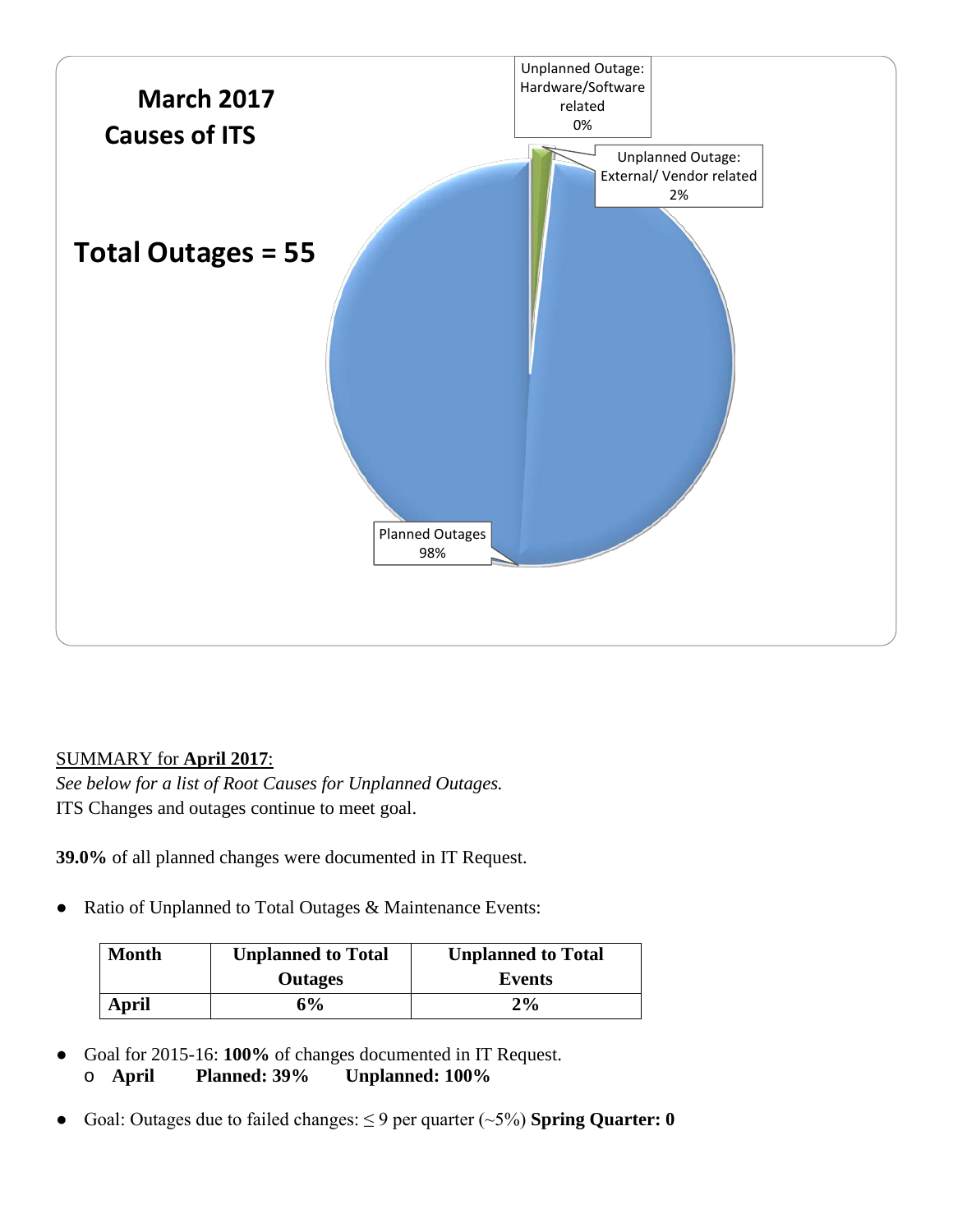**March 2017**
**Causes of ITS**

**Total Outages = 55**

Unplanned Outage: Hardware/Software related 0%

Unplanned Outage: External/ Vendor related 2%

Planned Outages 98%

SUMMARY for **April 2017**:

*See below for a list of Root Causes for Unplanned Outages.*

ITS Changes and outages continue to meet goal.

**39.0%** of all planned changes were documented in IT Request.

- Ratio of Unplanned to Total Outages & Maintenance Events:

| Month | Unplanned to Total Outages | Unplanned to Total Events |
|---|---|---|
| **April** | **6%** | **2%** |

- Goal for 2015-16: **100%** of changes documented in IT Request.
    - **April Planned: 39% Unplanned: 100%**

- Goal: Outages due to failed changes: ≤ 9 per quarter (~5%) **Spring Quarter: 0**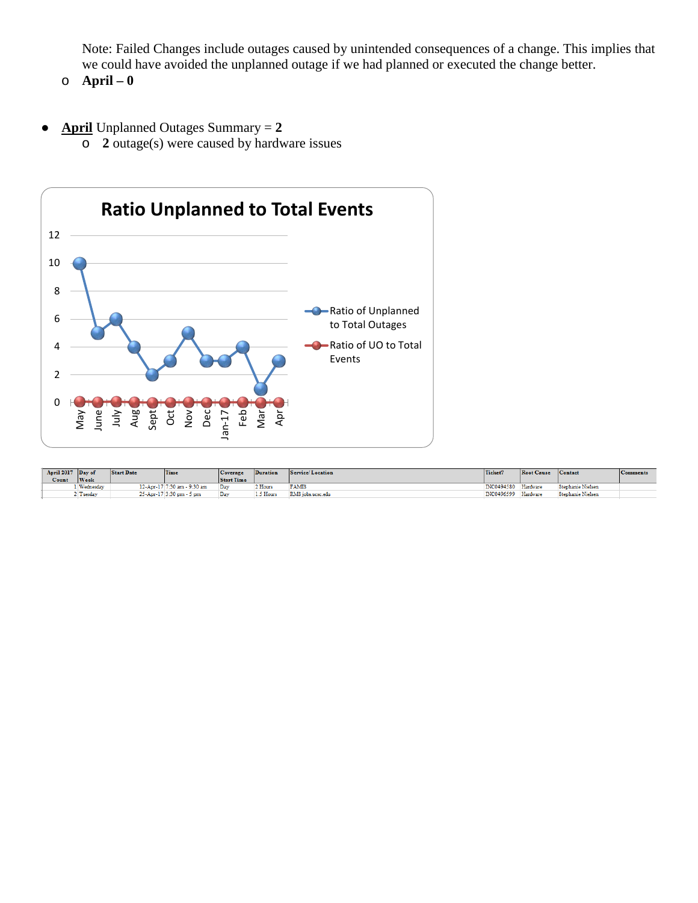Note: Failed Changes include outages caused by unintended consequences of a change. This implies that we could have avoided the unplanned outage if we had planned or executed the change better.

- **April – 0**

- **April** Unplanned Outages Summary = **2**
    - **2** outage(s) were caused by hardware issues

**Ratio Unplanned to Total Events**

| Month | Ratio of Unplanned to Total Outages | Ratio of UO to Total Events |
|---|---|---|
| May | 10 | 0 |
| June | 5 | 0 |
| July | 6 | 0 |
| Aug | 4 | 0 |
| Sept | 2 | 0 |
| Oct | 3 | 0 |
| Nov | 5 | 0 |
| Dec | 3 | 0 |
| Jan-17 | 3 | 0 |
| Feb | 4 | 0 |
| Mar | 1 | 0 |
| Apr | 3 | 0 |

| April 2017 Count | Day of Week | Start Date | Time | Coverage Start Time | Duration | Service/ Location | Ticket? | Root Cause | Contact | Comments |
|---|---|---|---|---|---|---|---|---|---|---|
| 1 | Wednesday | 12-Apr-17 | 7:30 am - 9:30 am | Day | 2 Hours | FAMIS | INC0494580 | Hardware | Stephanie Nielsen | |
| 2 | Tuesday | 25-Apr-17 | 3:30 pm - 5 pm | Day | 1.5 Hours | RM8 jobs.ucsc.edu | INC0496599 | Hardware | Stephanie Nielsen | |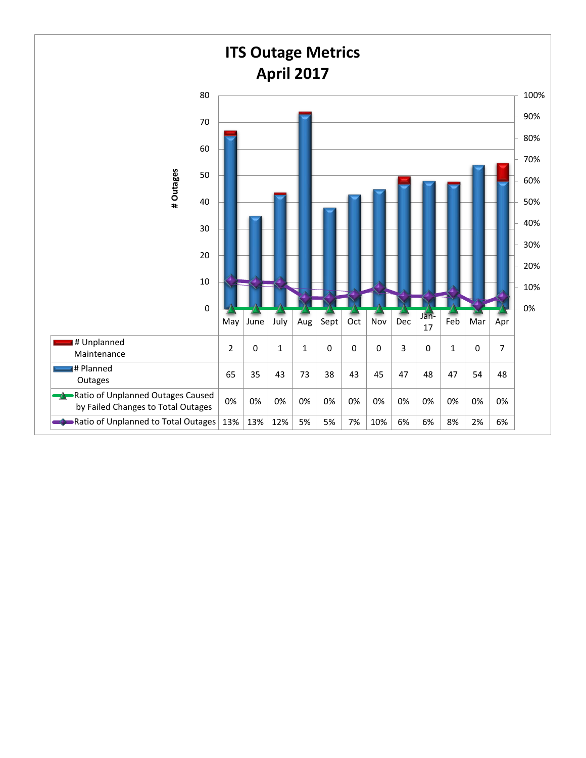# ITS Outage Metrics
## April 2017

| | May | June | July | Aug | Sept | Oct | Nov | Dec | Jan-17 | Feb | Mar | Apr |
|---|---|---|---|---|---|---|---|---|---|---|---|---|
| # Unplanned Maintenance | 2 | 0 | 1 | 1 | 0 | 0 | 0 | 3 | 0 | 1 | 0 | 7 |
| # Planned Outages | 65 | 35 | 43 | 73 | 38 | 43 | 45 | 47 | 48 | 47 | 54 | 48 |
| Ratio of Unplanned Outages Caused by Failed Changes to Total Outages | 0% | 0% | 0% | 0% | 0% | 0% | 0% | 0% | 0% | 0% | 0% | 0% |
| Ratio of Unplanned to Total Outages | 13% | 13% | 12% | 5% | 5% | 7% | 10% | 6% | 6% | 8% | 2% | 6% |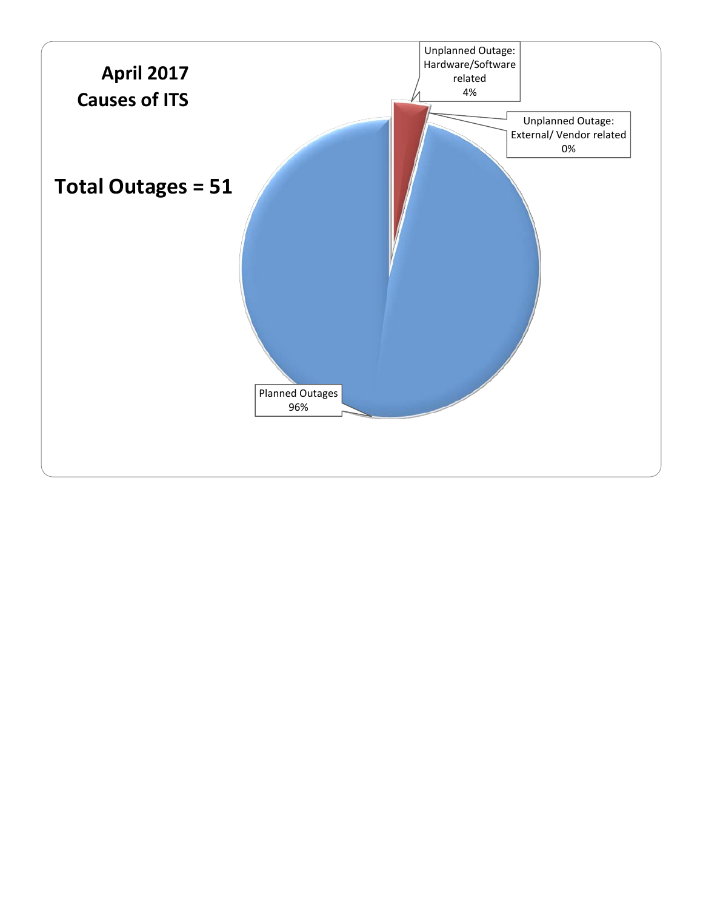April 2017
Causes of ITS

Total Outages = 51

Unplanned Outage: Hardware/Software related
4%

Unplanned Outage: External/ Vendor related
0%

Planned Outages
96%